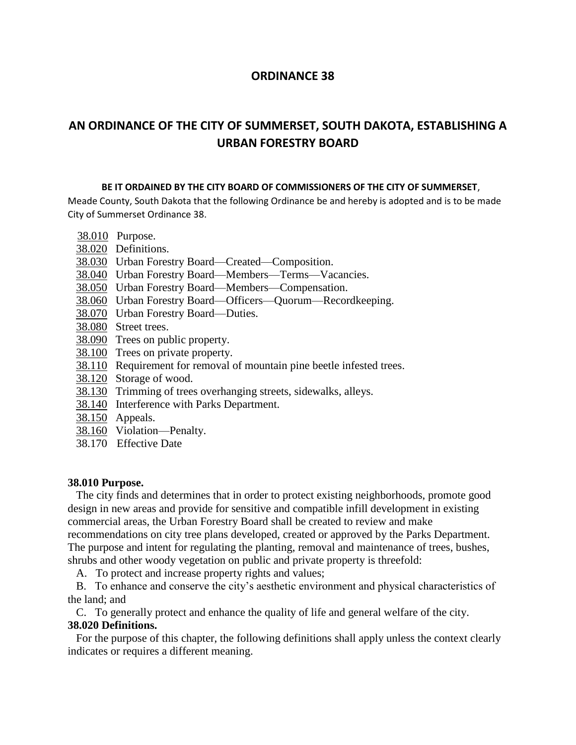# ORDINANCE 38

## AN ORDINANCE OF THE CITY OF SUMMERSET, SOUTH DAKOTA, ESTABLISHING A URBAN FORESTRY BOARD

**BE IT ORDAINED BY THE CITY BOARD OF COMMISSIONERS OF THE CITY OF SUMMERSET**, Meade County, South Dakota that the following Ordinance be and hereby is adopted and is to be made City of Summerset Ordinance 38.

- 38.010 Purpose.
- 38.020 Definitions.
- 38.030 Urban Forestry Board—Created—Composition.
- 38.040 Urban Forestry Board—Members—Terms—Vacancies.
- 38.050 Urban Forestry Board—Members—Compensation.
- 38.060 Urban Forestry Board—Officers—Quorum—Recordkeeping.
- 38.070 Urban Forestry Board—Duties.
- 38.080 Street trees.
- 38.090 Trees on public property.
- 38.100 Trees on private property.
- 38.110 Requirement for removal of mountain pine beetle infested trees.
- 38.120 Storage of wood.
- 38.130 Trimming of trees overhanging streets, sidewalks, alleys.
- 38.140 Interference with Parks Department.
- 38.150 Appeals.
- 38.160 Violation—Penalty.
- 38.170 Effective Date

**38.010 Purpose.**

The city finds and determines that in order to protect existing neighborhoods, promote good design in new areas and provide for sensitive and compatible infill development in existing commercial areas, the Urban Forestry Board shall be created to review and make recommendations on city tree plans developed, created or approved by the Parks Department. The purpose and intent for regulating the planting, removal and maintenance of trees, bushes, shrubs and other woody vegetation on public and private property is threefold:

A. To protect and increase property rights and values;

B. To enhance and conserve the city's aesthetic environment and physical characteristics of the land; and

C. To generally protect and enhance the quality of life and general welfare of the city.

**38.020 Definitions.**

For the purpose of this chapter, the following definitions shall apply unless the context clearly indicates or requires a different meaning.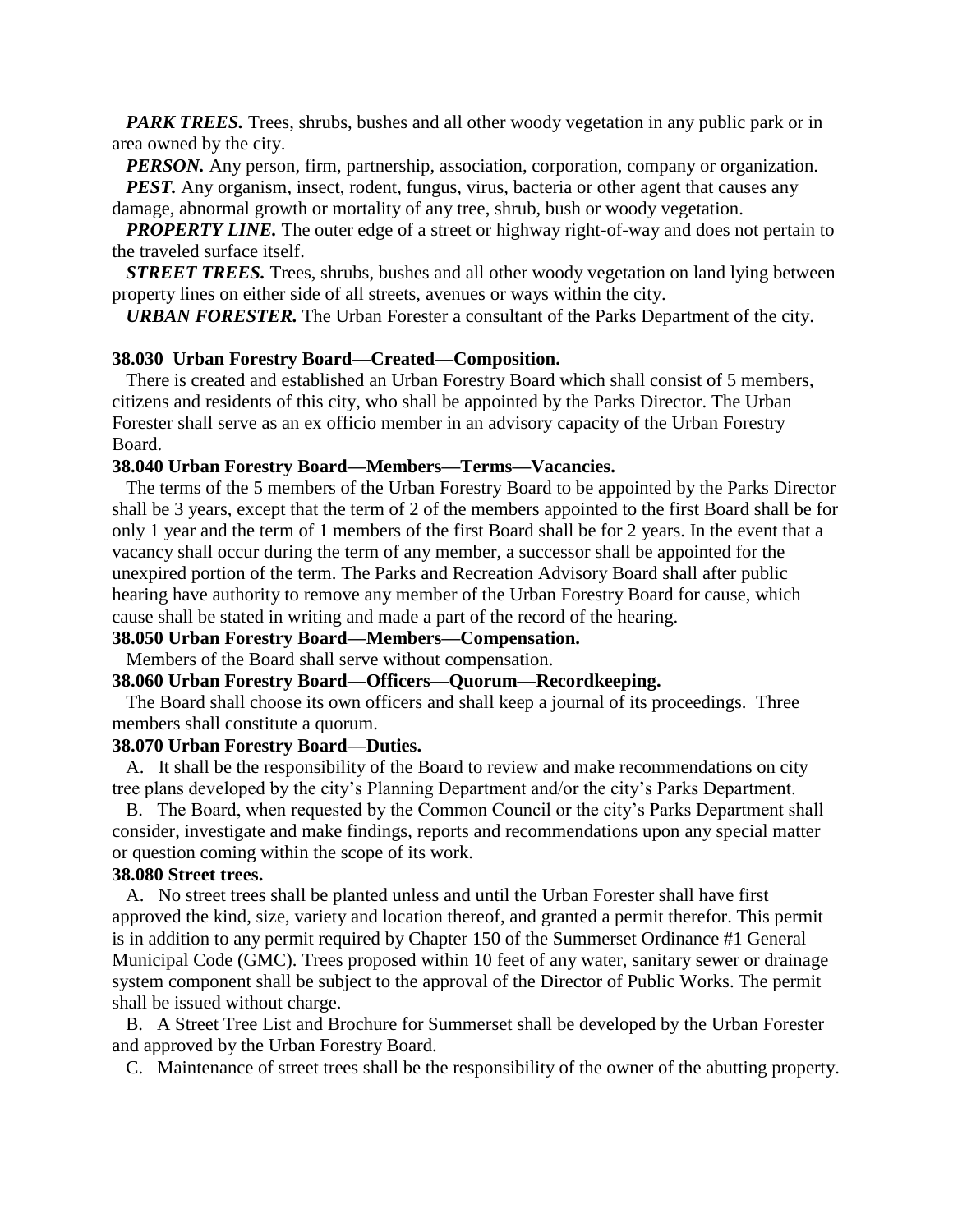***PARK TREES.*** Trees, shrubs, bushes and all other woody vegetation in any public park or in area owned by the city.

***PERSON.*** Any person, firm, partnership, association, corporation, company or organization.

***PEST.*** Any organism, insect, rodent, fungus, virus, bacteria or other agent that causes any damage, abnormal growth or mortality of any tree, shrub, bush or woody vegetation.

***PROPERTY LINE.*** The outer edge of a street or highway right-of-way and does not pertain to the traveled surface itself.

***STREET TREES.*** Trees, shrubs, bushes and all other woody vegetation on land lying between property lines on either side of all streets, avenues or ways within the city.

***URBAN FORESTER.*** The Urban Forester a consultant of the Parks Department of the city.

**38.030 Urban Forestry Board—Created—Composition.**

There is created and established an Urban Forestry Board which shall consist of 5 members, citizens and residents of this city, who shall be appointed by the Parks Director. The Urban Forester shall serve as an ex officio member in an advisory capacity of the Urban Forestry Board.

**38.040 Urban Forestry Board—Members—Terms—Vacancies.**

The terms of the 5 members of the Urban Forestry Board to be appointed by the Parks Director shall be 3 years, except that the term of 2 of the members appointed to the first Board shall be for only 1 year and the term of 1 members of the first Board shall be for 2 years. In the event that a vacancy shall occur during the term of any member, a successor shall be appointed for the unexpired portion of the term. The Parks and Recreation Advisory Board shall after public hearing have authority to remove any member of the Urban Forestry Board for cause, which cause shall be stated in writing and made a part of the record of the hearing.

**38.050 Urban Forestry Board—Members—Compensation.**

Members of the Board shall serve without compensation.

**38.060 Urban Forestry Board—Officers—Quorum—Recordkeeping.**

The Board shall choose its own officers and shall keep a journal of its proceedings. Three members shall constitute a quorum.

**38.070 Urban Forestry Board—Duties.**

A. It shall be the responsibility of the Board to review and make recommendations on city tree plans developed by the city's Planning Department and/or the city's Parks Department.

B. The Board, when requested by the Common Council or the city's Parks Department shall consider, investigate and make findings, reports and recommendations upon any special matter or question coming within the scope of its work.

**38.080 Street trees.**

A. No street trees shall be planted unless and until the Urban Forester shall have first approved the kind, size, variety and location thereof, and granted a permit therefor. This permit is in addition to any permit required by Chapter 150 of the Summerset Ordinance #1 General Municipal Code (GMC). Trees proposed within 10 feet of any water, sanitary sewer or drainage system component shall be subject to the approval of the Director of Public Works. The permit shall be issued without charge.

B. A Street Tree List and Brochure for Summerset shall be developed by the Urban Forester and approved by the Urban Forestry Board.

C. Maintenance of street trees shall be the responsibility of the owner of the abutting property.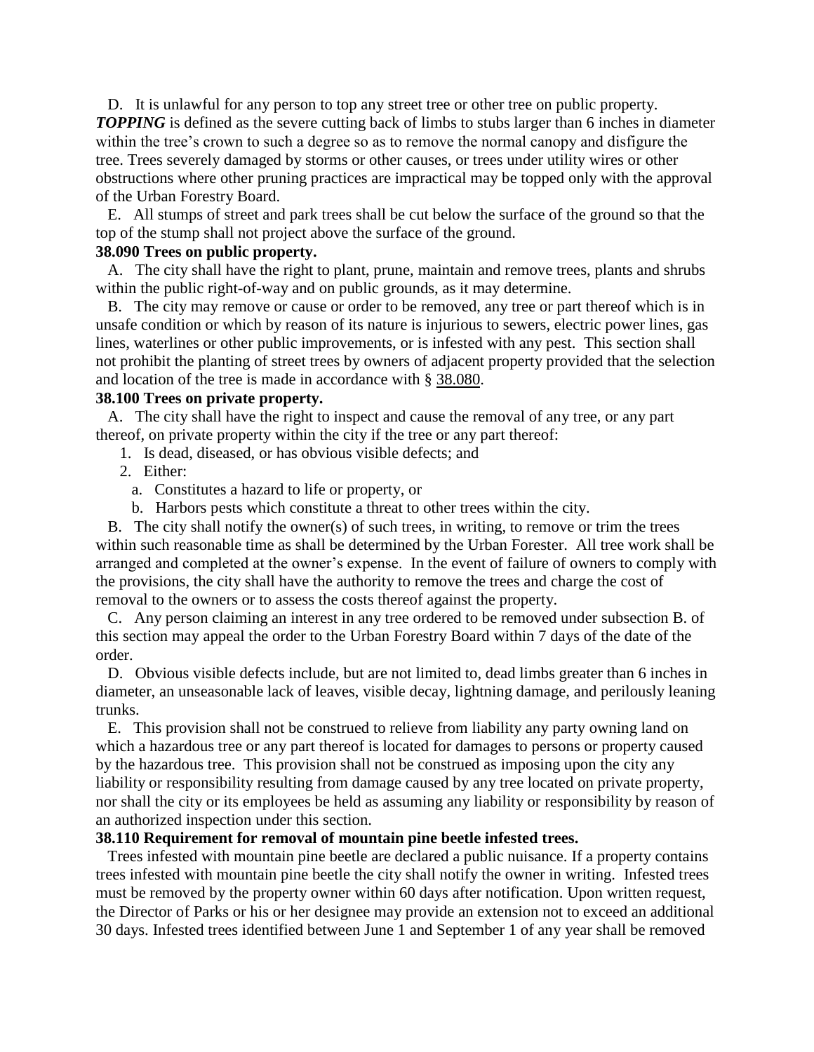D. It is unlawful for any person to top any street tree or other tree on public property. ***TOPPING*** is defined as the severe cutting back of limbs to stubs larger than 6 inches in diameter within the tree's crown to such a degree so as to remove the normal canopy and disfigure the tree. Trees severely damaged by storms or other causes, or trees under utility wires or other obstructions where other pruning practices are impractical may be topped only with the approval of the Urban Forestry Board.

E. All stumps of street and park trees shall be cut below the surface of the ground so that the top of the stump shall not project above the surface of the ground.

**38.090 Trees on public property.**

A. The city shall have the right to plant, prune, maintain and remove trees, plants and shrubs within the public right-of-way and on public grounds, as it may determine.

B. The city may remove or cause or order to be removed, any tree or part thereof which is in unsafe condition or which by reason of its nature is injurious to sewers, electric power lines, gas lines, waterlines or other public improvements, or is infested with any pest. This section shall not prohibit the planting of street trees by owners of adjacent property provided that the selection and location of the tree is made in accordance with § 38.080.

**38.100 Trees on private property.**

A. The city shall have the right to inspect and cause the removal of any tree, or any part thereof, on private property within the city if the tree or any part thereof:

1. Is dead, diseased, or has obvious visible defects; and
2. Either:
   a. Constitutes a hazard to life or property, or
   b. Harbors pests which constitute a threat to other trees within the city.

B. The city shall notify the owner(s) of such trees, in writing, to remove or trim the trees within such reasonable time as shall be determined by the Urban Forester. All tree work shall be arranged and completed at the owner's expense. In the event of failure of owners to comply with the provisions, the city shall have the authority to remove the trees and charge the cost of removal to the owners or to assess the costs thereof against the property.

C. Any person claiming an interest in any tree ordered to be removed under subsection B. of this section may appeal the order to the Urban Forestry Board within 7 days of the date of the order.

D. Obvious visible defects include, but are not limited to, dead limbs greater than 6 inches in diameter, an unseasonable lack of leaves, visible decay, lightning damage, and perilously leaning trunks.

E. This provision shall not be construed to relieve from liability any party owning land on which a hazardous tree or any part thereof is located for damages to persons or property caused by the hazardous tree. This provision shall not be construed as imposing upon the city any liability or responsibility resulting from damage caused by any tree located on private property, nor shall the city or its employees be held as assuming any liability or responsibility by reason of an authorized inspection under this section.

**38.110 Requirement for removal of mountain pine beetle infested trees.**

Trees infested with mountain pine beetle are declared a public nuisance. If a property contains trees infested with mountain pine beetle the city shall notify the owner in writing. Infested trees must be removed by the property owner within 60 days after notification. Upon written request, the Director of Parks or his or her designee may provide an extension not to exceed an additional 30 days. Infested trees identified between June 1 and September 1 of any year shall be removed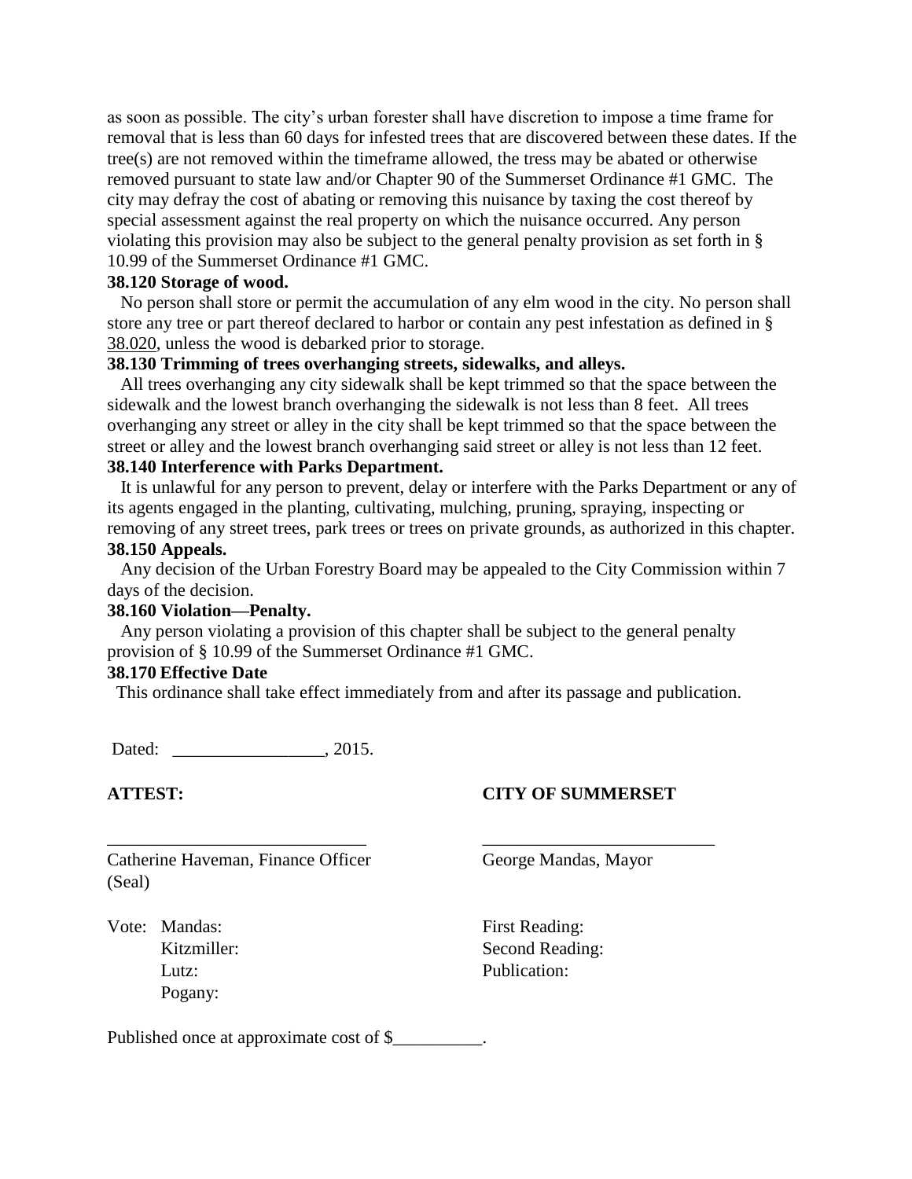as soon as possible. The city's urban forester shall have discretion to impose a time frame for removal that is less than 60 days for infested trees that are discovered between these dates. If the tree(s) are not removed within the timeframe allowed, the tress may be abated or otherwise removed pursuant to state law and/or Chapter 90 of the Summerset Ordinance #1 GMC. The city may defray the cost of abating or removing this nuisance by taxing the cost thereof by special assessment against the real property on which the nuisance occurred. Any person violating this provision may also be subject to the general penalty provision as set forth in § 10.99 of the Summerset Ordinance #1 GMC.

**38.120 Storage of wood.**

No person shall store or permit the accumulation of any elm wood in the city. No person shall store any tree or part thereof declared to harbor or contain any pest infestation as defined in § 38.020, unless the wood is debarked prior to storage.

**38.130 Trimming of trees overhanging streets, sidewalks, and alleys.**

All trees overhanging any city sidewalk shall be kept trimmed so that the space between the sidewalk and the lowest branch overhanging the sidewalk is not less than 8 feet. All trees overhanging any street or alley in the city shall be kept trimmed so that the space between the street or alley and the lowest branch overhanging said street or alley is not less than 12 feet.

**38.140 Interference with Parks Department.**

It is unlawful for any person to prevent, delay or interfere with the Parks Department or any of its agents engaged in the planting, cultivating, mulching, pruning, spraying, inspecting or removing of any street trees, park trees or trees on private grounds, as authorized in this chapter.

**38.150 Appeals.**

Any decision of the Urban Forestry Board may be appealed to the City Commission within 7 days of the decision.

**38.160 Violation—Penalty.**

Any person violating a provision of this chapter shall be subject to the general penalty provision of § 10.99 of the Summerset Ordinance #1 GMC.

**38.170 Effective Date**

This ordinance shall take effect immediately from and after its passage and publication.

Dated: _________________, 2015.

**ATTEST:**

_____________________________

Catherine Haveman, Finance Officer
(Seal)

**CITY OF SUMMERSET**

__________________________

George Mandas, Mayor

Vote: Mandas:
Kitzmiller:
Lutz:
Pogany:

First Reading:
Second Reading:
Publication:

Published once at approximate cost of $__________.